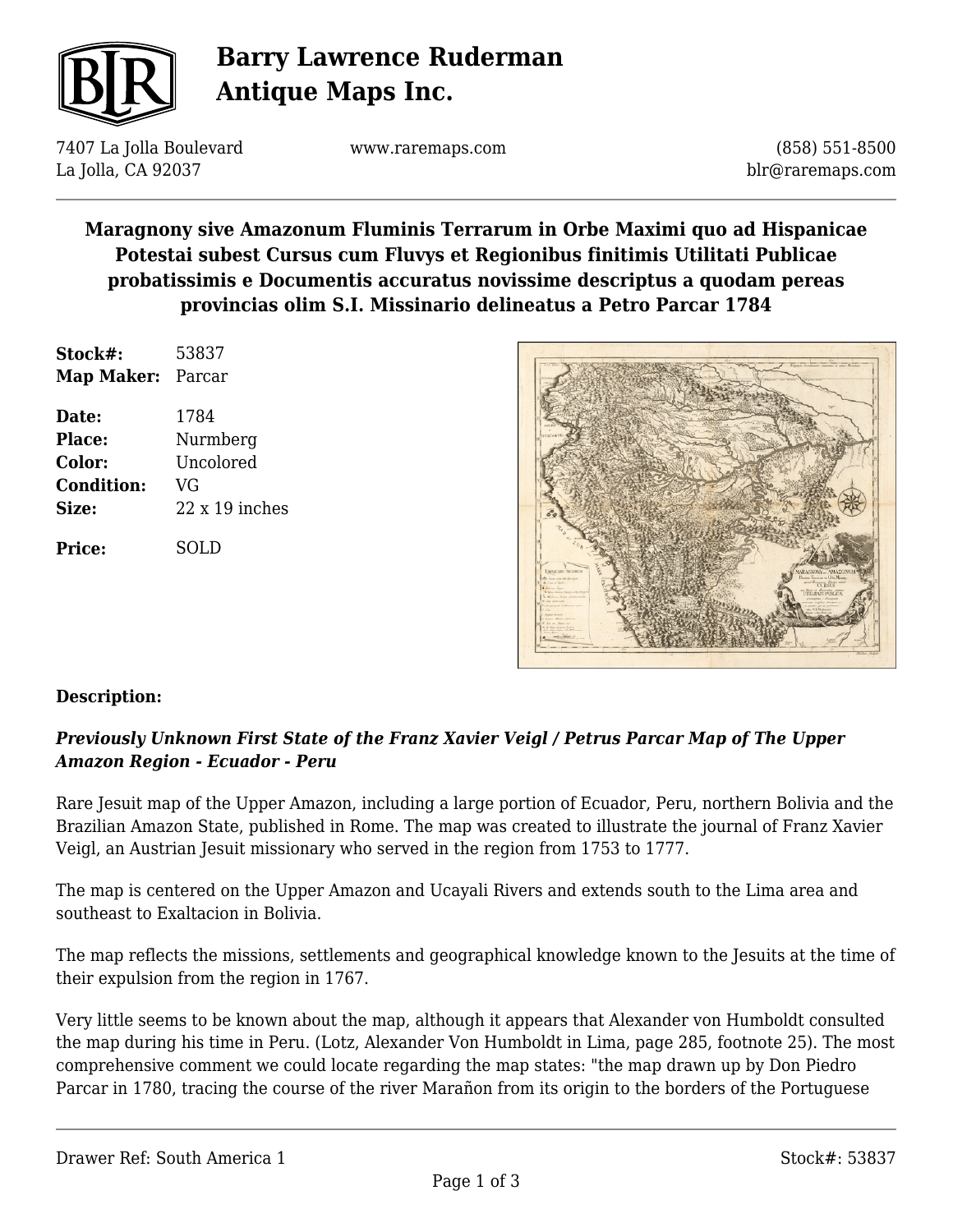## Maragnony sive Amazonum Fluminis Terrarum in Orbe Maximi quo ad Hispanicae Potestai subest Cursus cum Fluvys et Regionibus finitimis Utilitati Publicae probatissimis e Documentis accuratus novissime descriptus a quodam pereas provincias olim S.I. Missinario delineatus a Petro Parcar 1784

**Stock#:** 53837
**Map Maker:** Parcar

**Date:** 1784
**Place:** Nurmberg
**Color:** Uncolored
**Condition:** VG
**Size:** 22 x 19 inches

**Price:** SOLD

### Description:

***Previously Unknown First State of the Franz Xavier Veigl / Petrus Parcar Map of The Upper Amazon Region - Ecuador - Peru***

Rare Jesuit map of the Upper Amazon, including a large portion of Ecuador, Peru, northern Bolivia and the Brazilian Amazon State, published in Rome. The map was created to illustrate the journal of Franz Xavier Veigl, an Austrian Jesuit missionary who served in the region from 1753 to 1777.

The map is centered on the Upper Amazon and Ucayali Rivers and extends south to the Lima area and southeast to Exaltacion in Bolivia.

The map reflects the missions, settlements and geographical knowledge known to the Jesuits at the time of their expulsion from the region in 1767.

Very little seems to be known about the map, although it appears that Alexander von Humboldt consulted the map during his time in Peru. (Lotz, Alexander Von Humboldt in Lima, page 285, footnote 25). The most comprehensive comment we could locate regarding the map states: "the map drawn up by Don Piedro Parcar in 1780, tracing the course of the river Marañon from its origin to the borders of the Portuguese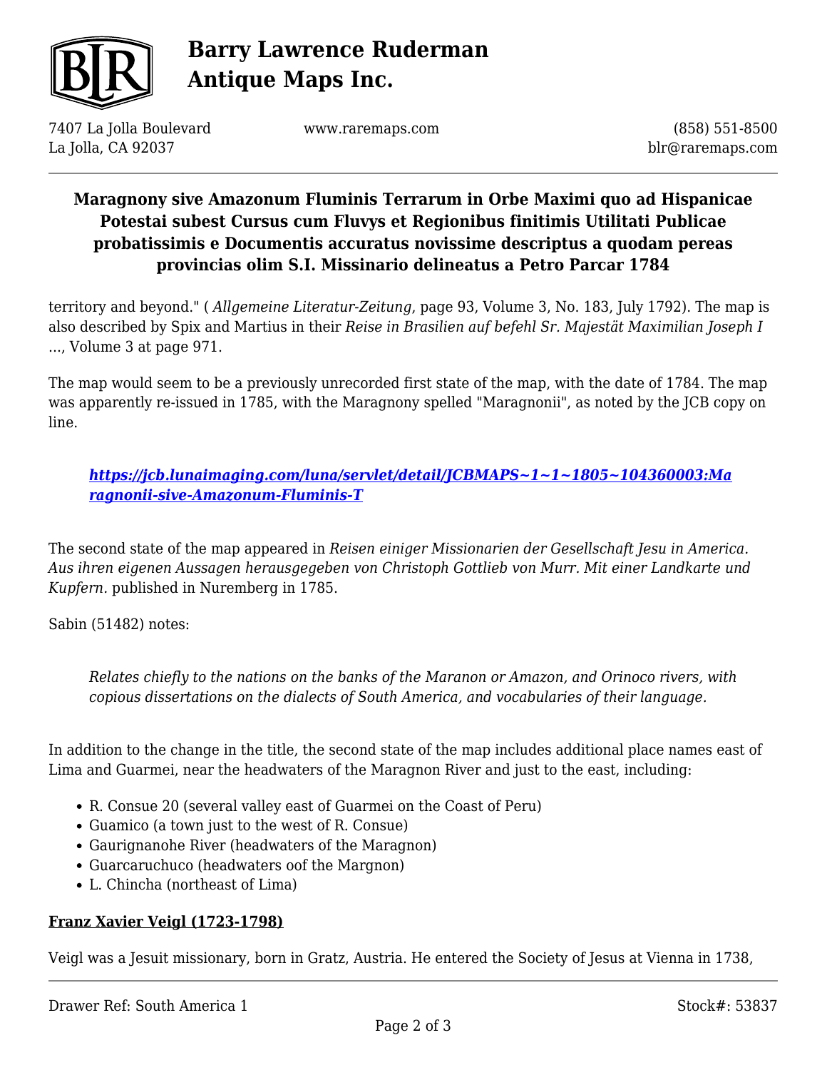territory and beyond." ( *Allgemeine Literatur-Zeitung*, page 93, Volume 3, No. 183, July 1792). The map is also described by Spix and Martius in their *Reise in Brasilien auf befehl Sr. Majestät Maximilian Joseph I* ..., Volume 3 at page 971.

The map would seem to be a previously unrecorded first state of the map, with the date of 1784. The map was apparently re-issued in 1785, with the Maragnony spelled "Maragnonii", as noted by the JCB copy on line.

> [https://jcb.lunaimaging.com/luna/servlet/detail/JCBMAPS~1~1~1805~104360003:Maragnonii-sive-Amazonum-Fluminis-T](https://jcb.lunaimaging.com/luna/servlet/detail/JCBMAPS~1~1~1805~104360003:Maragnonii-sive-Amazonum-Fluminis-T)

The second state of the map appeared in *Reisen einiger Missionarien der Gesellschaft Jesu in America. Aus ihren eigenen Aussagen herausgegeben von Christoph Gottlieb von Murr. Mit einer Landkarte und Kupfern.* published in Nuremberg in 1785.

Sabin (51482) notes:

> *Relates chiefly to the nations on the banks of the Maranon or Amazon, and Orinoco rivers, with copious dissertations on the dialects of South America, and vocabularies of their language.*

In addition to the change in the title, the second state of the map includes additional place names east of Lima and Guarmei, near the headwaters of the Maragnon River and just to the east, including:

- R. Consue 20 (several valley east of Guarmei on the Coast of Peru)
- Guamico (a town just to the west of R. Consue)
- Gaurignanohe River (headwaters of the Maragnon)
- Guarcaruchuco (headwaters oof the Margnon)
- L. Chincha (northeast of Lima)

## Franz Xavier Veigl (1723-1798)

Veigl was a Jesuit missionary, born in Gratz, Austria. He entered the Society of Jesus at Vienna in 1738,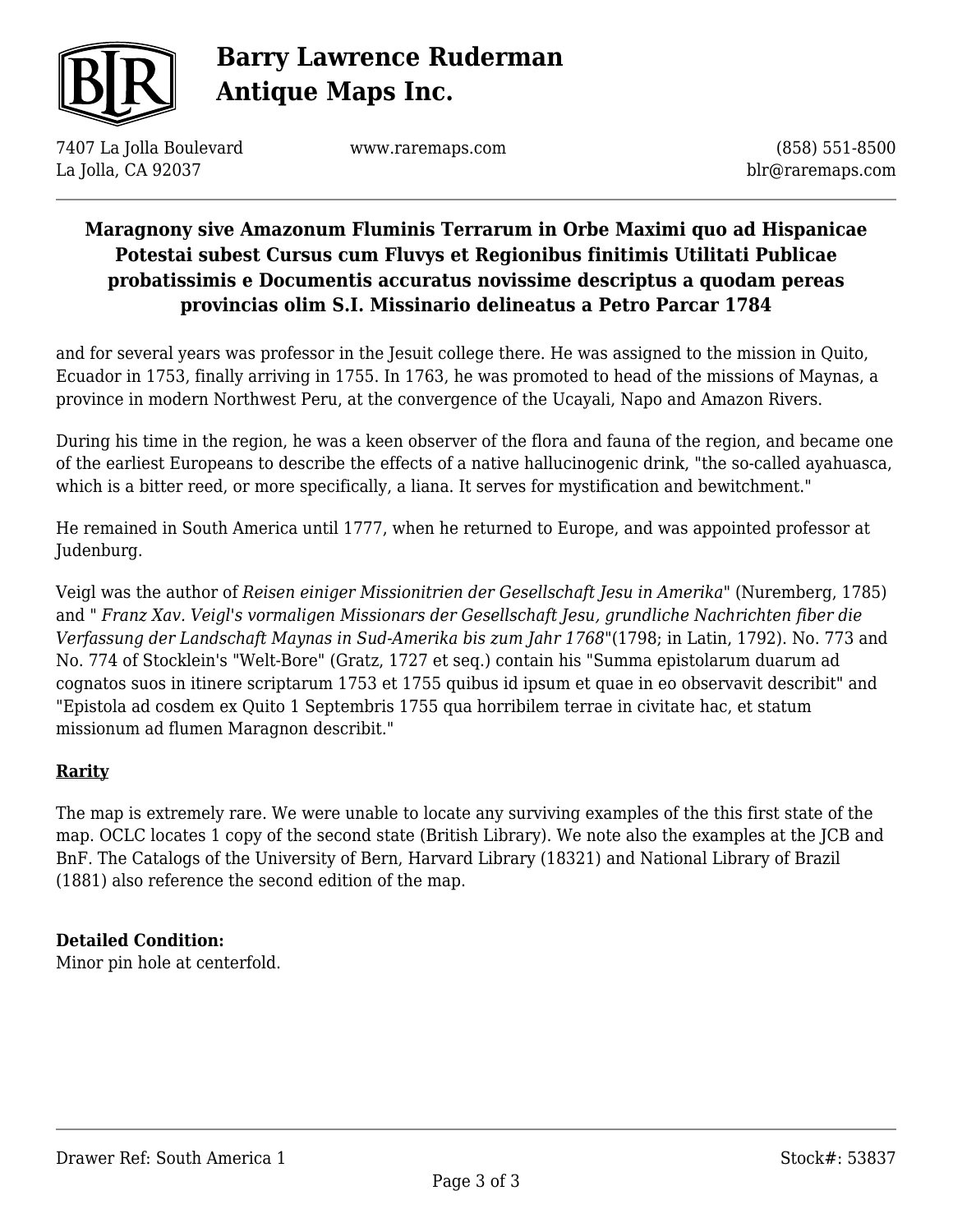**Maragnony sive Amazonum Fluminis Terrarum in Orbe Maximi quo ad Hispanicae Potestai subest Cursus cum Fluvys et Regionibus finitimis Utilitati Publicae probatissimis e Documentis accuratus novissime descriptus a quodam pereas provincias olim S.I. Missinario delineatus a Petro Parcar 1784**

and for several years was professor in the Jesuit college there. He was assigned to the mission in Quito, Ecuador in 1753, finally arriving in 1755. In 1763, he was promoted to head of the missions of Maynas, a province in modern Northwest Peru, at the convergence of the Ucayali, Napo and Amazon Rivers.

During his time in the region, he was a keen observer of the flora and fauna of the region, and became one of the earliest Europeans to describe the effects of a native hallucinogenic drink, "the so-called ayahuasca, which is a bitter reed, or more specifically, a liana. It serves for mystification and bewitchment."

He remained in South America until 1777, when he returned to Europe, and was appointed professor at Judenburg.

Veigl was the author of *Reisen einiger Missionitrien der Gesellschaft Jesu in Amerika*" (Nuremberg, 1785) and " *Franz Xav. Veigl's vormaligen Missionars der Gesellschaft Jesu, grundliche Nachrichten fiber die Verfassung der Landschaft Maynas in Sud-Amerika bis zum Jahr 1768*"(1798; in Latin, 1792). No. 773 and No. 774 of Stocklein's "Welt-Bore" (Gratz, 1727 et seq.) contain his "Summa epistolarum duarum ad cognatos suos in itinere scriptarum 1753 et 1755 quibus id ipsum et quae in eo observavit describit" and "Epistola ad cosdem ex Quito 1 Septembris 1755 qua horribilem terrae in civitate hac, et statum missionum ad flumen Maragnon describit."

## Rarity

The map is extremely rare. We were unable to locate any surviving examples of the this first state of the map. OCLC locates 1 copy of the second state (British Library). We note also the examples at the JCB and BnF. The Catalogs of the University of Bern, Harvard Library (18321) and National Library of Brazil (1881) also reference the second edition of the map.

**Detailed Condition:**
Minor pin hole at centerfold.

Drawer Ref: South America 1

Stock#: 53837